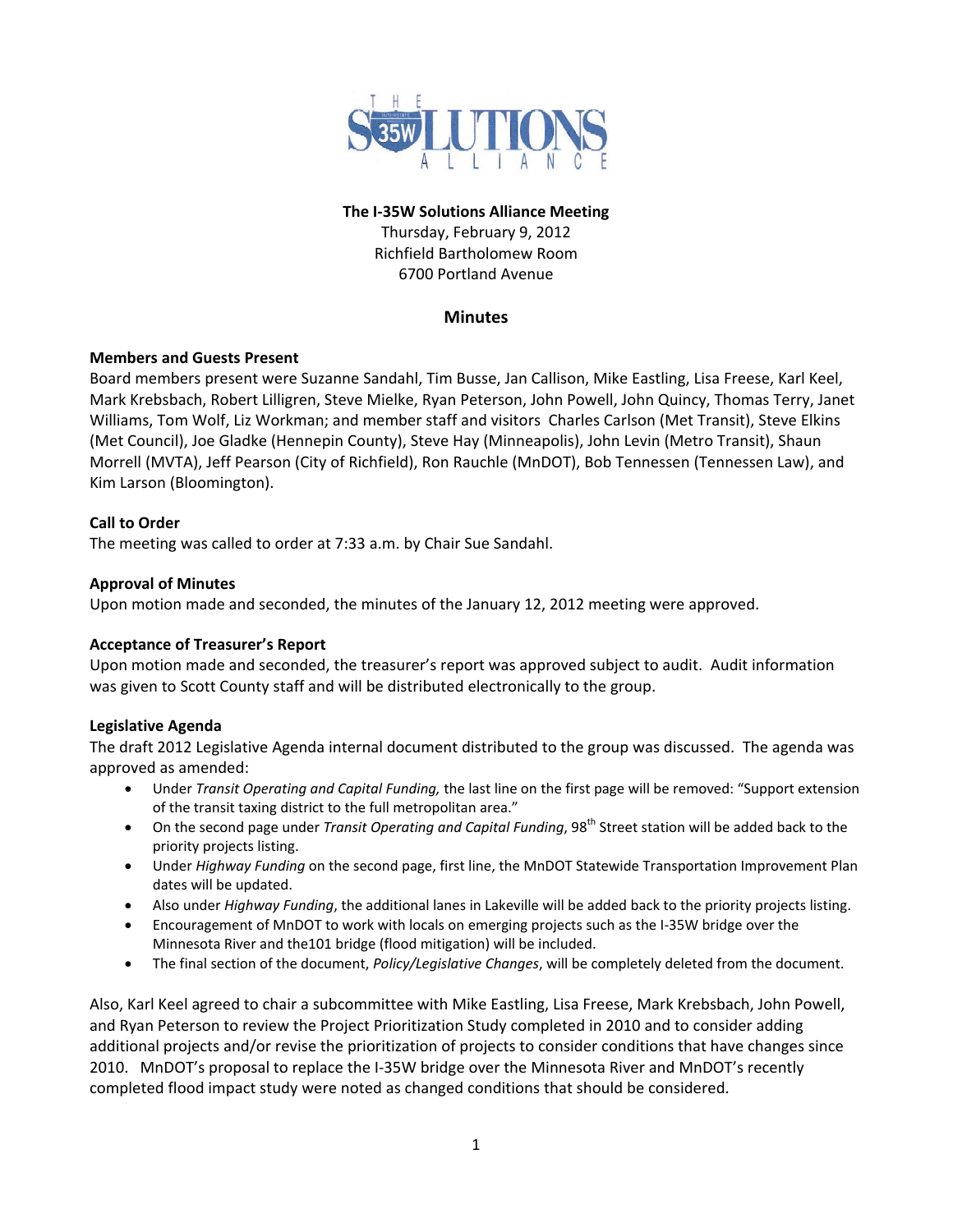**The I-35W Solutions Alliance Meeting**
Thursday, February 9, 2012
Richfield Bartholomew Room
6700 Portland Avenue

## Minutes

**Members and Guests Present**
Board members present were Suzanne Sandahl, Tim Busse, Jan Callison, Mike Eastling, Lisa Freese, Karl Keel, Mark Krebsbach, Robert Lilligren, Steve Mielke, Ryan Peterson, John Powell, John Quincy, Thomas Terry, Janet Williams, Tom Wolf, Liz Workman; and member staff and visitors Charles Carlson (Met Transit), Steve Elkins (Met Council), Joe Gladke (Hennepin County), Steve Hay (Minneapolis), John Levin (Metro Transit), Shaun Morrell (MVTA), Jeff Pearson (City of Richfield), Ron Rauchle (MnDOT), Bob Tennessen (Tennessen Law), and Kim Larson (Bloomington).

**Call to Order**
The meeting was called to order at 7:33 a.m. by Chair Sue Sandahl.

**Approval of Minutes**
Upon motion made and seconded, the minutes of the January 12, 2012 meeting were approved.

**Acceptance of Treasurer's Report**
Upon motion made and seconded, the treasurer's report was approved subject to audit. Audit information was given to Scott County staff and will be distributed electronically to the group.

**Legislative Agenda**
The draft 2012 Legislative Agenda internal document distributed to the group was discussed. The agenda was approved as amended:

- Under *Transit Operating and Capital Funding,* the last line on the first page will be removed: "Support extension of the transit taxing district to the full metropolitan area."
- On the second page under *Transit Operating and Capital Funding*, 98th Street station will be added back to the priority projects listing.
- Under *Highway Funding* on the second page, first line, the MnDOT Statewide Transportation Improvement Plan dates will be updated.
- Also under *Highway Funding*, the additional lanes in Lakeville will be added back to the priority projects listing.
- Encouragement of MnDOT to work with locals on emerging projects such as the I-35W bridge over the Minnesota River and the101 bridge (flood mitigation) will be included.
- The final section of the document, *Policy/Legislative Changes*, will be completely deleted from the document.

Also, Karl Keel agreed to chair a subcommittee with Mike Eastling, Lisa Freese, Mark Krebsbach, John Powell, and Ryan Peterson to review the Project Prioritization Study completed in 2010 and to consider adding additional projects and/or revise the prioritization of projects to consider conditions that have changes since 2010. MnDOT's proposal to replace the I-35W bridge over the Minnesota River and MnDOT's recently completed flood impact study were noted as changed conditions that should be considered.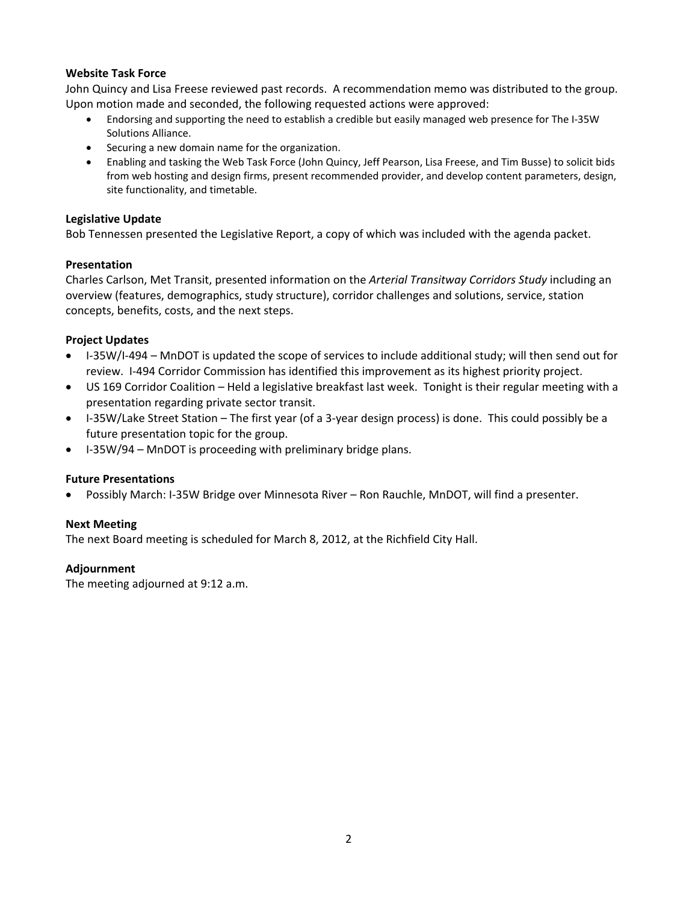**Website Task Force**

John Quincy and Lisa Freese reviewed past records. A recommendation memo was distributed to the group. Upon motion made and seconded, the following requested actions were approved:

- Endorsing and supporting the need to establish a credible but easily managed web presence for The I-35W Solutions Alliance.
- Securing a new domain name for the organization.
- Enabling and tasking the Web Task Force (John Quincy, Jeff Pearson, Lisa Freese, and Tim Busse) to solicit bids from web hosting and design firms, present recommended provider, and develop content parameters, design, site functionality, and timetable.

**Legislative Update**

Bob Tennessen presented the Legislative Report, a copy of which was included with the agenda packet.

**Presentation**

Charles Carlson, Met Transit, presented information on the *Arterial Transitway Corridors Study* including an overview (features, demographics, study structure), corridor challenges and solutions, service, station concepts, benefits, costs, and the next steps.

**Project Updates**

- I-35W/I-494 – MnDOT is updated the scope of services to include additional study; will then send out for review. I-494 Corridor Commission has identified this improvement as its highest priority project.
- US 169 Corridor Coalition – Held a legislative breakfast last week. Tonight is their regular meeting with a presentation regarding private sector transit.
- I-35W/Lake Street Station – The first year (of a 3-year design process) is done. This could possibly be a future presentation topic for the group.
- I-35W/94 – MnDOT is proceeding with preliminary bridge plans.

**Future Presentations**

- Possibly March: I-35W Bridge over Minnesota River – Ron Rauchle, MnDOT, will find a presenter.

**Next Meeting**

The next Board meeting is scheduled for March 8, 2012, at the Richfield City Hall.

**Adjournment**

The meeting adjourned at 9:12 a.m.